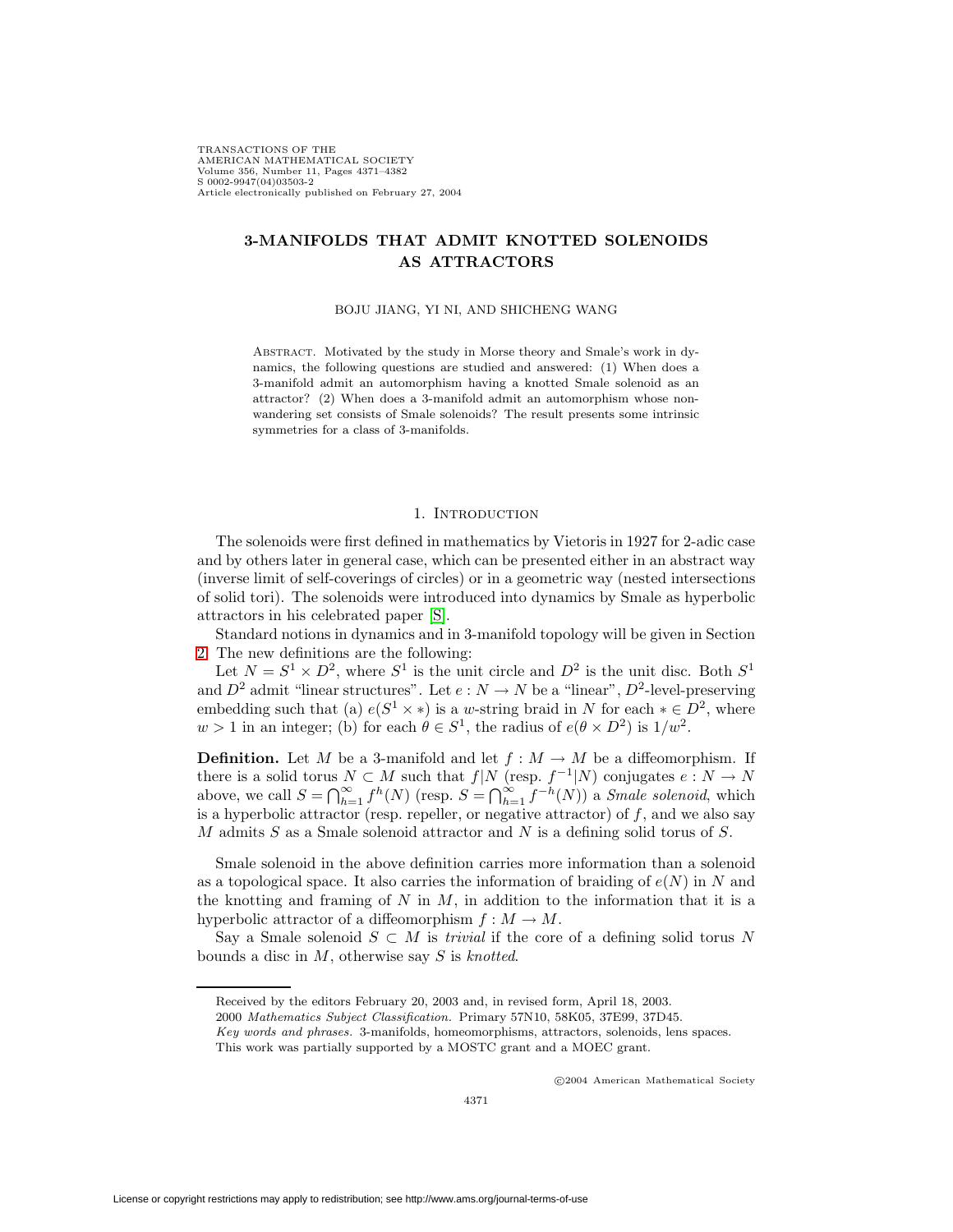# 3-MANIFOLDS THAT ADMIT KNOTTED SOLENOIDS AS ATTRACTORS

BOJU JIANG, YI NI, AND SHICHENG WANG

ABSTRACT. Motivated by the study in Morse theory and Smale's work in dynamics, the following questions are studied and answered: (1) When does a 3-manifold admit an automorphism having a knotted Smale solenoid as an attractor? (2) When does a 3-manifold admit an automorphism whose nonwandering set consists of Smale solenoids? The result presents some intrinsic symmetries for a class of 3-manifolds.

## 1. INTRODUCTION

The solenoids were first defined in mathematics by Vietoris in 1927 for 2-adic case and by others later in general case, which can be presented either in an abstract way (inverse limit of self-coverings of circles) or in a geometric way (nested intersections of solid tori). The solenoids were introduced into dynamics by Smale as hyperbolic attractors in his celebrated paper [S].

Standard notions in dynamics and in 3-manifold topology will be given in Section 2. The new definitions are the following:

Let $N = S^1 \times D^2$, where $S^1$ is the unit circle and $D^2$ is the unit disc. Both $S^1$ and $D^2$ admit "linear structures". Let $e : N \to N$ be a "linear", $D^2$-level-preserving embedding such that (a) $e(S^1 \times *)$ is a $w$-string braid in $N$ for each $* \in D^2$, where $w > 1$ in an integer; (b) for each $\theta \in S^1$, the radius of $e(\theta \times D^2)$ is $1/w^2$.

**Definition.** Let $M$ be a 3-manifold and let $f : M \to M$ be a diffeomorphism. If there is a solid torus $N \subset M$ such that $f|N$ (resp. $f^{-1}|N$) conjugates $e : N \to N$ above, we call $S = \bigcap_{h=1}^{\infty} f^h(N)$ (resp. $S = \bigcap_{h=1}^{\infty} f^{-h}(N)$) a *Smale solenoid*, which is a hyperbolic attractor (resp. repeller, or negative attractor) of $f$, and we also say $M$ admits $S$ as a Smale solenoid attractor and $N$ is a defining solid torus of $S$.

Smale solenoid in the above definition carries more information than a solenoid as a topological space. It also carries the information of braiding of $e(N)$ in $N$ and the knotting and framing of $N$ in $M$, in addition to the information that it is a hyperbolic attractor of a diffeomorphism $f : M \to M$.

Say a Smale solenoid $S \subset M$ is *trivial* if the core of a defining solid torus $N$ bounds a disc in $M$, otherwise say $S$ is *knotted*.

---

Received by the editors February 20, 2003 and, in revised form, April 18, 2003.

2000 *Mathematics Subject Classification.* Primary 57N10, 58K05, 37E99, 37D45.

*Key words and phrases.* 3-manifolds, homeomorphisms, attractors, solenoids, lens spaces.

This work was partially supported by a MOSTC grant and a MOEC grant.

©2004 American Mathematical Society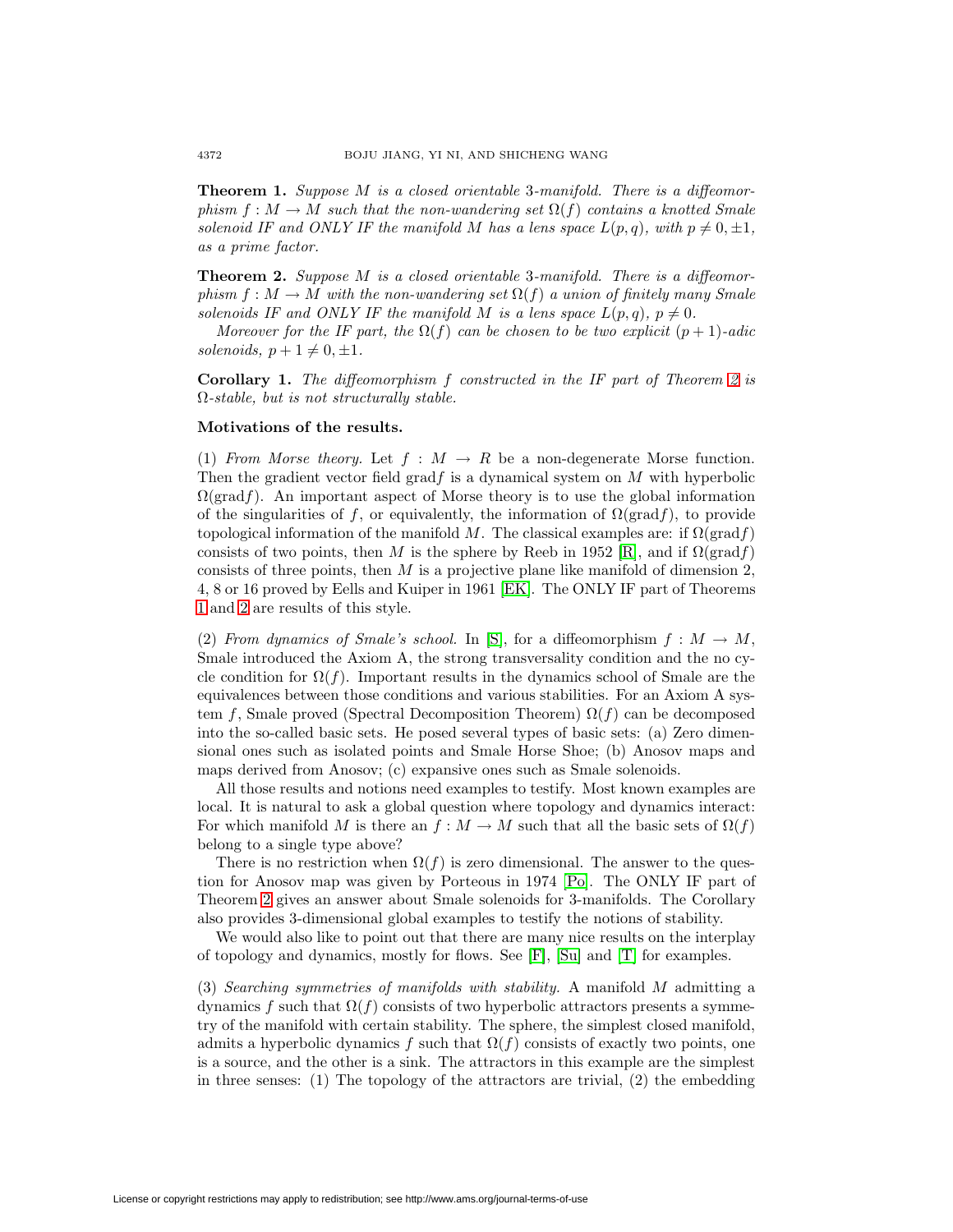**Theorem 1.** *Suppose $M$ is a closed orientable 3-manifold. There is a diffeomorphism $f : M \to M$ such that the non-wandering set $\Omega(f)$ contains a knotted Smale solenoid IF and ONLY IF the manifold $M$ has a lens space $L(p, q)$, with $p \neq 0, \pm 1$, as a prime factor.*

**Theorem 2.** *Suppose $M$ is a closed orientable 3-manifold. There is a diffeomorphism $f : M \to M$ with the non-wandering set $\Omega(f)$ a union of finitely many Smale solenoids IF and ONLY IF the manifold $M$ is a lens space $L(p, q)$, $p \neq 0$.*

*Moreover for the IF part, the $\Omega(f)$ can be chosen to be two explicit $(p+1)$-adic solenoids, $p + 1 \neq 0, \pm 1$.*

**Corollary 1.** *The diffeomorphism $f$ constructed in the IF part of Theorem 2 is $\Omega$-stable, but is not structurally stable.*

**Motivations of the results.**

(1) *From Morse theory.* Let $f : M \to R$ be a non-degenerate Morse function. Then the gradient vector field grad$f$ is a dynamical system on $M$ with hyperbolic $\Omega(\text{grad}f)$. An important aspect of Morse theory is to use the global information of the singularities of $f$, or equivalently, the information of $\Omega(\text{grad}f)$, to provide topological information of the manifold $M$. The classical examples are: if $\Omega(\text{grad}f)$ consists of two points, then $M$ is the sphere by Reeb in 1952 [R], and if $\Omega(\text{grad}f)$ consists of three points, then $M$ is a projective plane like manifold of dimension 2, 4, 8 or 16 proved by Eells and Kuiper in 1961 [EK]. The ONLY IF part of Theorems 1 and 2 are results of this style.

(2) *From dynamics of Smale's school.* In [S], for a diffeomorphism $f : M \to M$, Smale introduced the Axiom A, the strong transversality condition and the no cycle condition for $\Omega(f)$. Important results in the dynamics school of Smale are the equivalences between those conditions and various stabilities. For an Axiom A system $f$, Smale proved (Spectral Decomposition Theorem) $\Omega(f)$ can be decomposed into the so-called basic sets. He posed several types of basic sets: (a) Zero dimensional ones such as isolated points and Smale Horse Shoe; (b) Anosov maps and maps derived from Anosov; (c) expansive ones such as Smale solenoids.

All those results and notions need examples to testify. Most known examples are local. It is natural to ask a global question where topology and dynamics interact: For which manifold $M$ is there an $f : M \to M$ such that all the basic sets of $\Omega(f)$ belong to a single type above?

There is no restriction when $\Omega(f)$ is zero dimensional. The answer to the question for Anosov map was given by Porteous in 1974 [Po]. The ONLY IF part of Theorem 2 gives an answer about Smale solenoids for 3-manifolds. The Corollary also provides 3-dimensional global examples to testify the notions of stability.

We would also like to point out that there are many nice results on the interplay of topology and dynamics, mostly for flows. See [F], [Su] and [T] for examples.

(3) *Searching symmetries of manifolds with stability.* A manifold $M$ admitting a dynamics $f$ such that $\Omega(f)$ consists of two hyperbolic attractors presents a symmetry of the manifold with certain stability. The sphere, the simplest closed manifold, admits a hyperbolic dynamics $f$ such that $\Omega(f)$ consists of exactly two points, one is a source, and the other is a sink. The attractors in this example are the simplest in three senses: (1) The topology of the attractors are trivial, (2) the embedding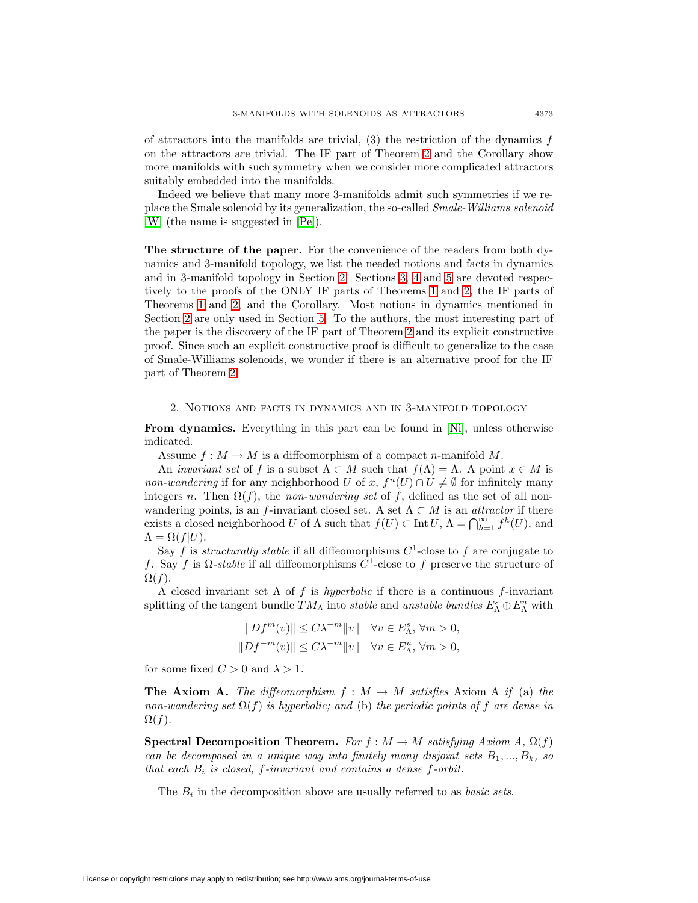of attractors into the manifolds are trivial, (3) the restriction of the dynamics $f$ on the attractors are trivial. The IF part of Theorem 2 and the Corollary show more manifolds with such symmetry when we consider more complicated attractors suitably embedded into the manifolds.

Indeed we believe that many more 3-manifolds admit such symmetries if we replace the Smale solenoid by its generalization, the so-called *Smale-Williams solenoid* [W] (the name is suggested in [Pe]).

**The structure of the paper.** For the convenience of the readers from both dynamics and 3-manifold topology, we list the needed notions and facts in dynamics and in 3-manifold topology in Section 2. Sections 3, 4 and 5 are devoted respectively to the proofs of the ONLY IF parts of Theorems 1 and 2, the IF parts of Theorems 1 and 2, and the Corollary. Most notions in dynamics mentioned in Section 2 are only used in Section 5. To the authors, the most interesting part of the paper is the discovery of the IF part of Theorem 2 and its explicit constructive proof. Since such an explicit constructive proof is difficult to generalize to the case of Smale-Williams solenoids, we wonder if there is an alternative proof for the IF part of Theorem 2.

## 2. Notions and facts in dynamics and in 3-manifold topology

**From dynamics.** Everything in this part can be found in [Ni], unless otherwise indicated.

Assume $f : M \to M$ is a diffeomorphism of a compact $n$-manifold $M$.

An *invariant set* of $f$ is a subset $\Lambda \subset M$ such that $f(\Lambda) = \Lambda$. A point $x \in M$ is *non-wandering* if for any neighborhood $U$ of $x$, $f^n(U) \cap U \neq \emptyset$ for infinitely many integers $n$. Then $\Omega(f)$, the *non-wandering set* of $f$, defined as the set of all non-wandering points, is an $f$-invariant closed set. A set $\Lambda \subset M$ is an *attractor* if there exists a closed neighborhood $U$ of $\Lambda$ such that $f(U) \subset \operatorname{Int} U$, $\Lambda = \bigcap_{h=1}^{\infty} f^h(U)$, and $\Lambda = \Omega(f|U)$.

Say $f$ is *structurally stable* if all diffeomorphisms $C^1$-close to $f$ are conjugate to $f$. Say $f$ is $\Omega$-*stable* if all diffeomorphisms $C^1$-close to $f$ preserve the structure of $\Omega(f)$.

A closed invariant set $\Lambda$ of $f$ is *hyperbolic* if there is a continuous $f$-invariant splitting of the tangent bundle $TM_\Lambda$ into *stable* and *unstable bundles* $E^s_\Lambda \oplus E^u_\Lambda$ with

$$\|Df^m(v)\| \leq C\lambda^{-m}\|v\| \quad \forall v \in E^s_\Lambda,\ \forall m > 0,$$
$$\|Df^{-m}(v)\| \leq C\lambda^{-m}\|v\| \quad \forall v \in E^u_\Lambda,\ \forall m > 0,$$

for some fixed $C > 0$ and $\lambda > 1$.

**The Axiom A.** *The diffeomorphism $f : M \to M$ satisfies* Axiom A *if* (a) *the non-wandering set $\Omega(f)$ is hyperbolic; and* (b) *the periodic points of $f$ are dense in $\Omega(f)$.*

**Spectral Decomposition Theorem.** *For $f : M \to M$ satisfying Axiom A, $\Omega(f)$ can be decomposed in a unique way into finitely many disjoint sets $B_1, ..., B_k$, so that each $B_i$ is closed, $f$-invariant and contains a dense $f$-orbit.*

The $B_i$ in the decomposition above are usually referred to as *basic sets*.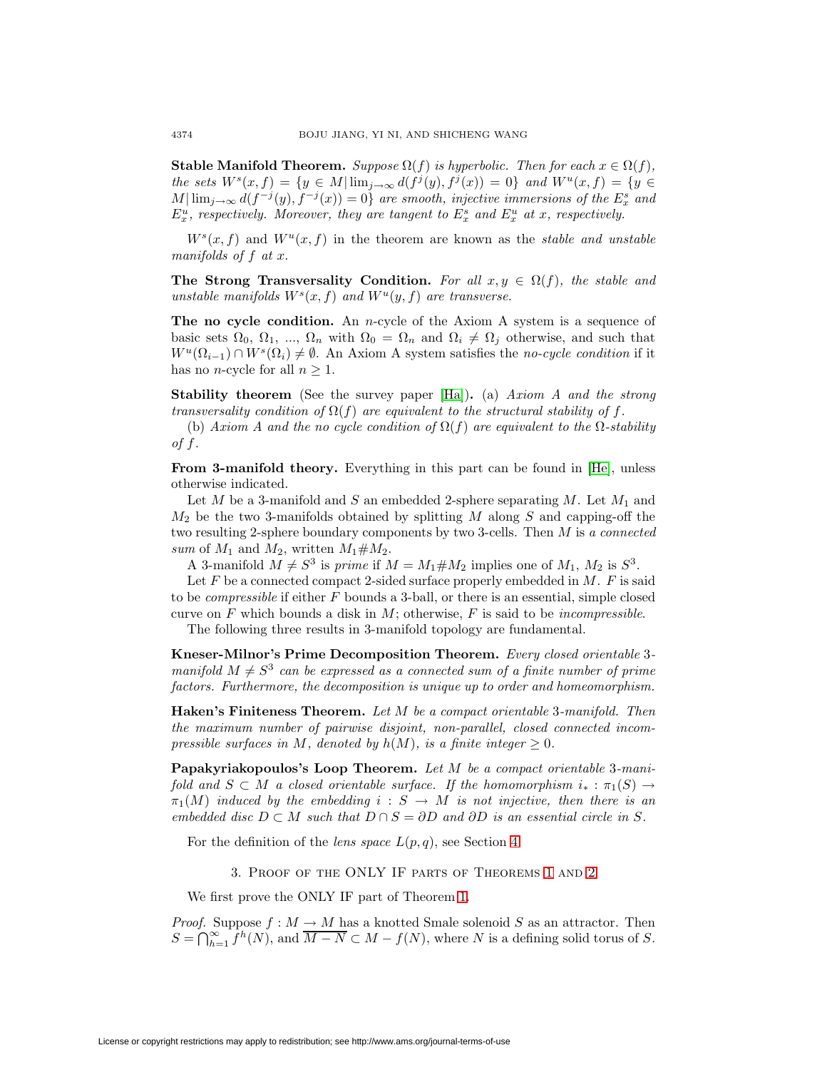**Stable Manifold Theorem.** *Suppose $\Omega(f)$ is hyperbolic. Then for each $x \in \Omega(f)$, the sets $W^s(x, f) = \{y \in M | \lim_{j\to\infty} d(f^j(y), f^j(x)) = 0\}$ and $W^u(x, f) = \{y \in M | \lim_{j\to\infty} d(f^{-j}(y), f^{-j}(x)) = 0\}$ are smooth, injective immersions of the $E^s_x$ and $E^u_x$, respectively. Moreover, they are tangent to $E^s_x$ and $E^u_x$ at $x$, respectively.*

$W^s(x, f)$ and $W^u(x, f)$ in the theorem are known as the *stable and unstable manifolds of $f$ at $x$*.

**The Strong Transversality Condition.** *For all $x, y \in \Omega(f)$, the stable and unstable manifolds $W^s(x, f)$ and $W^u(y, f)$ are transverse.*

**The no cycle condition.** An $n$-cycle of the Axiom A system is a sequence of basic sets $\Omega_0$, $\Omega_1$, ..., $\Omega_n$ with $\Omega_0 = \Omega_n$ and $\Omega_i \neq \Omega_j$ otherwise, and such that $W^u(\Omega_{i-1}) \cap W^s(\Omega_i) \neq \emptyset$. An Axiom A system satisfies the *no-cycle condition* if it has no $n$-cycle for all $n \geq 1$.

**Stability theorem** (See the survey paper [Ha]). (a) *Axiom A and the strong transversality condition of $\Omega(f)$ are equivalent to the structural stability of $f$.*

(b) *Axiom A and the no cycle condition of $\Omega(f)$ are equivalent to the $\Omega$-stability of $f$.*

**From 3-manifold theory.** Everything in this part can be found in [He], unless otherwise indicated.

Let $M$ be a 3-manifold and $S$ an embedded 2-sphere separating $M$. Let $M_1$ and $M_2$ be the two 3-manifolds obtained by splitting $M$ along $S$ and capping-off the two resulting 2-sphere boundary components by two 3-cells. Then $M$ is *a connected sum* of $M_1$ and $M_2$, written $M_1 \# M_2$.

A 3-manifold $M \neq S^3$ is *prime* if $M = M_1 \# M_2$ implies one of $M_1$, $M_2$ is $S^3$.

Let $F$ be a connected compact 2-sided surface properly embedded in $M$. $F$ is said to be *compressible* if either $F$ bounds a 3-ball, or there is an essential, simple closed curve on $F$ which bounds a disk in $M$; otherwise, $F$ is said to be *incompressible*.

The following three results in 3-manifold topology are fundamental.

**Kneser-Milnor's Prime Decomposition Theorem.** *Every closed orientable 3-manifold $M \neq S^3$ can be expressed as a connected sum of a finite number of prime factors. Furthermore, the decomposition is unique up to order and homeomorphism.*

**Haken's Finiteness Theorem.** *Let $M$ be a compact orientable 3-manifold. Then the maximum number of pairwise disjoint, non-parallel, closed connected incompressible surfaces in $M$, denoted by $h(M)$, is a finite integer $\geq 0$.*

**Papakyriakopoulos's Loop Theorem.** *Let $M$ be a compact orientable 3-manifold and $S \subset M$ a closed orientable surface. If the homomorphism $i_* : \pi_1(S) \to \pi_1(M)$ induced by the embedding $i : S \to M$ is not injective, then there is an embedded disc $D \subset M$ such that $D \cap S = \partial D$ and $\partial D$ is an essential circle in $S$.*

For the definition of the *lens space $L(p, q)$*, see Section 4.

## 3. Proof of the ONLY IF parts of Theorems 1 and 2

We first prove the ONLY IF part of Theorem 1.

*Proof.* Suppose $f : M \to M$ has a knotted Smale solenoid $S$ as an attractor. Then $S = \bigcap_{h=1}^{\infty} f^h(N)$, and $\overline{M - N} \subset M - f(N)$, where $N$ is a defining solid torus of $S$.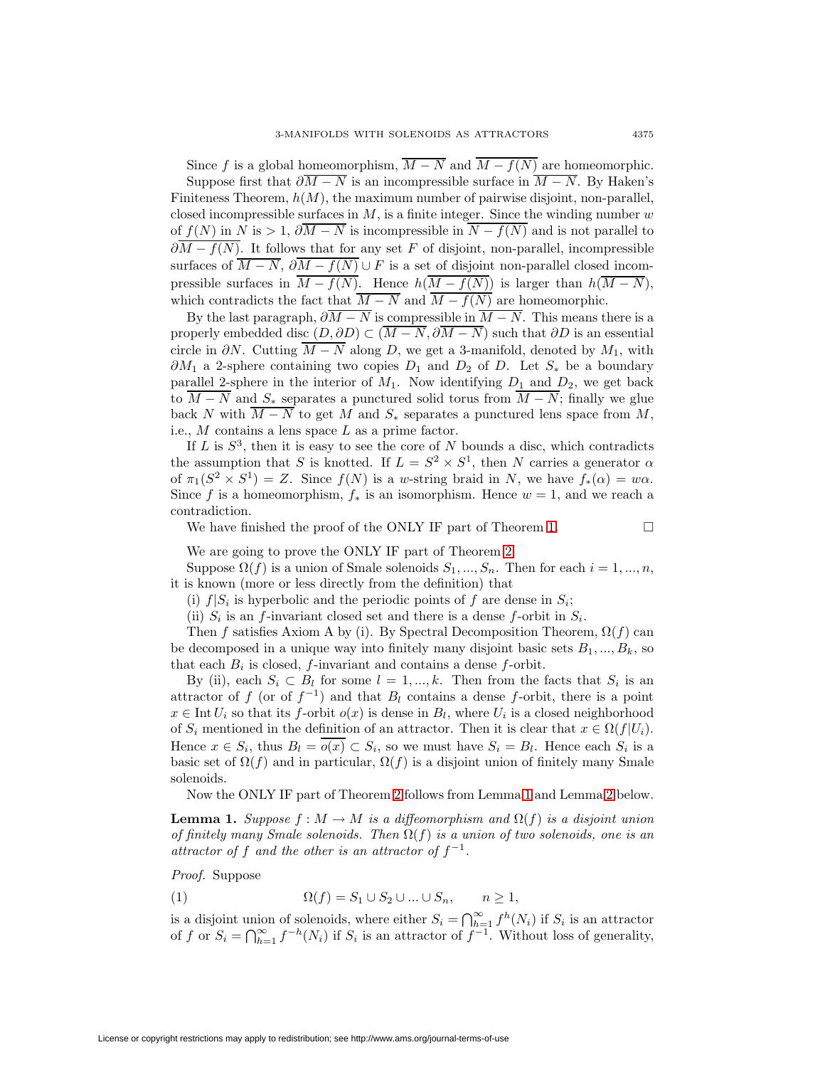Since $f$ is a global homeomorphism, $\overline{M-N}$ and $\overline{M-f(N)}$ are homeomorphic.

Suppose first that $\partial\overline{M-N}$ is an incompressible surface in $\overline{M-N}$. By Haken's Finiteness Theorem, $h(M)$, the maximum number of pairwise disjoint, non-parallel, closed incompressible surfaces in $M$, is a finite integer. Since the winding number $w$ of $f(N)$ in $N$ is $>1$, $\partial\overline{M-N}$ is incompressible in $\overline{N-f(N)}$ and is not parallel to $\partial\overline{M-f(N)}$. It follows that for any set $F$ of disjoint, non-parallel, incompressible surfaces of $\overline{M-N}$, $\partial\overline{M-f(N)}\cup F$ is a set of disjoint non-parallel closed incompressible surfaces in $\overline{M-f(N)}$. Hence $h(\overline{M-f(N)})$ is larger than $h(\overline{M-N})$, which contradicts the fact that $\overline{M-N}$ and $\overline{M-f(N)}$ are homeomorphic.

By the last paragraph, $\partial\overline{M-N}$ is compressible in $\overline{M-N}$. This means there is a properly embedded disc $(D,\partial D)\subset(\overline{M-N},\partial\overline{M-N})$ such that $\partial D$ is an essential circle in $\partial N$. Cutting $\overline{M-N}$ along $D$, we get a 3-manifold, denoted by $M_1$, with $\partial M_1$ a 2-sphere containing two copies $D_1$ and $D_2$ of $D$. Let $S_*$ be a boundary parallel 2-sphere in the interior of $M_1$. Now identifying $D_1$ and $D_2$, we get back to $\overline{M-N}$ and $S_*$ separates a punctured solid torus from $\overline{M-N}$; finally we glue back $N$ with $\overline{M-N}$ to get $M$ and $S_*$ separates a punctured lens space from $M$, i.e., $M$ contains a lens space $L$ as a prime factor.

If $L$ is $S^3$, then it is easy to see the core of $N$ bounds a disc, which contradicts the assumption that $S$ is knotted. If $L=S^2\times S^1$, then $N$ carries a generator $\alpha$ of $\pi_1(S^2\times S^1)=Z$. Since $f(N)$ is a $w$-string braid in $N$, we have $f_*(\alpha)=w\alpha$. Since $f$ is a homeomorphism, $f_*$ is an isomorphism. Hence $w=1$, and we reach a contradiction.

We have finished the proof of the ONLY IF part of Theorem 1. $\square$

We are going to prove the ONLY IF part of Theorem 2.

Suppose $\Omega(f)$ is a union of Smale solenoids $S_1,...,S_n$. Then for each $i=1,...,n$, it is known (more or less directly from the definition) that

(i) $f|S_i$ is hyperbolic and the periodic points of $f$ are dense in $S_i$;

(ii) $S_i$ is an $f$-invariant closed set and there is a dense $f$-orbit in $S_i$.

Then $f$ satisfies Axiom A by (i). By Spectral Decomposition Theorem, $\Omega(f)$ can be decomposed in a unique way into finitely many disjoint basic sets $B_1,...,B_k$, so that each $B_i$ is closed, $f$-invariant and contains a dense $f$-orbit.

By (ii), each $S_i\subset B_l$ for some $l=1,...,k$. Then from the facts that $S_i$ is an attractor of $f$ (or of $f^{-1}$) and that $B_l$ contains a dense $f$-orbit, there is a point $x\in\operatorname{Int}U_i$ so that its $f$-orbit $o(x)$ is dense in $B_l$, where $U_i$ is a closed neighborhood of $S_i$ mentioned in the definition of an attractor. Then it is clear that $x\in\Omega(f|U_i)$. Hence $x\in S_i$, thus $B_l=\overline{o(x)}\subset S_i$, so we must have $S_i=B_l$. Hence each $S_i$ is a basic set of $\Omega(f)$ and in particular, $\Omega(f)$ is a disjoint union of finitely many Smale solenoids.

Now the ONLY IF part of Theorem 2 follows from Lemma 1 and Lemma 2 below.

**Lemma 1.** *Suppose $f:M\to M$ is a diffeomorphism and $\Omega(f)$ is a disjoint union of finitely many Smale solenoids. Then $\Omega(f)$ is a union of two solenoids, one is an attractor of $f$ and the other is an attractor of $f^{-1}$.*

*Proof.* Suppose

$$\Omega(f)=S_1\cup S_2\cup...\cup S_n,\qquad n\geq 1, \tag{1}$$

is a disjoint union of solenoids, where either $S_i=\bigcap_{h=1}^{\infty}f^h(N_i)$ if $S_i$ is an attractor of $f$ or $S_i=\bigcap_{h=1}^{\infty}f^{-h}(N_i)$ if $S_i$ is an attractor of $f^{-1}$. Without loss of generality,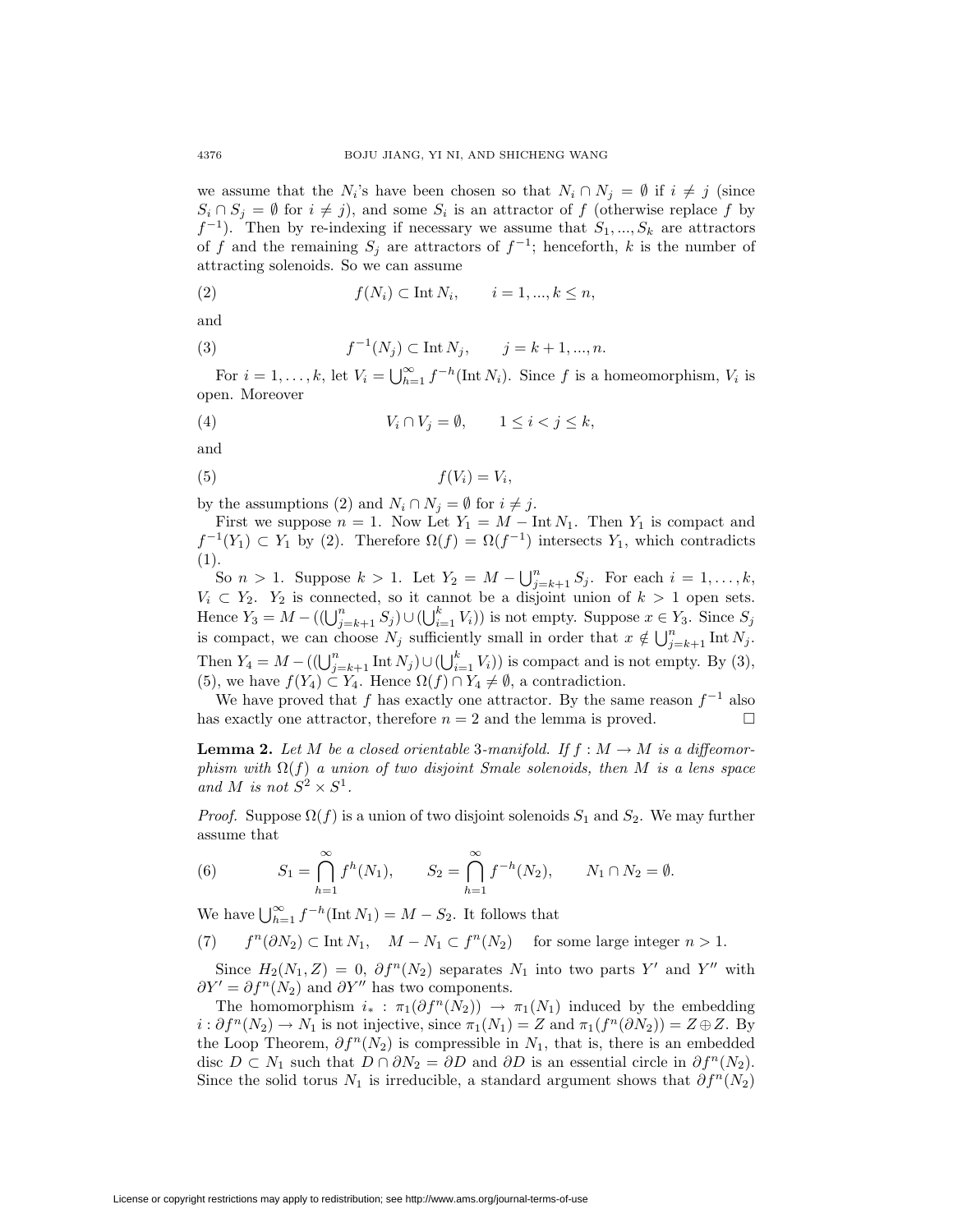we assume that the $N_i$'s have been chosen so that $N_i \cap N_j = \emptyset$ if $i \neq j$ (since $S_i \cap S_j = \emptyset$ for $i \neq j$), and some $S_i$ is an attractor of $f$ (otherwise replace $f$ by $f^{-1}$). Then by re-indexing if necessary we assume that $S_1, ..., S_k$ are attractors of $f$ and the remaining $S_j$ are attractors of $f^{-1}$; henceforth, $k$ is the number of attracting solenoids. So we can assume

$$f(N_i) \subset \operatorname{Int} N_i, \qquad i = 1, ..., k \leq n, \tag{2}$$

and

$$f^{-1}(N_j) \subset \operatorname{Int} N_j, \qquad j = k+1, ..., n. \tag{3}$$

For $i = 1, \ldots, k$, let $V_i = \bigcup_{h=1}^{\infty} f^{-h}(\operatorname{Int} N_i)$. Since $f$ is a homeomorphism, $V_i$ is open. Moreover

$$V_i \cap V_j = \emptyset, \qquad 1 \leq i < j \leq k, \tag{4}$$

and

$$f(V_i) = V_i, \tag{5}$$

by the assumptions (2) and $N_i \cap N_j = \emptyset$ for $i \neq j$.

First we suppose $n = 1$. Now Let $Y_1 = M - \operatorname{Int} N_1$. Then $Y_1$ is compact and $f^{-1}(Y_1) \subset Y_1$ by (2). Therefore $\Omega(f) = \Omega(f^{-1})$ intersects $Y_1$, which contradicts (1).

So $n > 1$. Suppose $k > 1$. Let $Y_2 = M - \bigcup_{j=k+1}^{n} S_j$. For each $i = 1, \ldots, k$, $V_i \subset Y_2$. $Y_2$ is connected, so it cannot be a disjoint union of $k > 1$ open sets. Hence $Y_3 = M - ((\bigcup_{j=k+1}^{n} S_j) \cup (\bigcup_{i=1}^{k} V_i))$ is not empty. Suppose $x \in Y_3$. Since $S_j$ is compact, we can choose $N_j$ sufficiently small in order that $x \notin \bigcup_{j=k+1}^{n} \operatorname{Int} N_j$. Then $Y_4 = M - ((\bigcup_{j=k+1}^{n} \operatorname{Int} N_j) \cup (\bigcup_{i=1}^{k} V_i))$ is compact and is not empty. By (3), (5), we have $f(Y_4) \subset Y_4$. Hence $\Omega(f) \cap Y_4 \neq \emptyset$, a contradiction.

We have proved that $f$ has exactly one attractor. By the same reason $f^{-1}$ also has exactly one attractor, therefore $n = 2$ and the lemma is proved. □

**Lemma 2.** *Let $M$ be a closed orientable 3-manifold. If $f : M \to M$ is a diffeomorphism with $\Omega(f)$ a union of two disjoint Smale solenoids, then $M$ is a lens space and $M$ is not $S^2 \times S^1$.*

*Proof.* Suppose $\Omega(f)$ is a union of two disjoint solenoids $S_1$ and $S_2$. We may further assume that

$$S_1 = \bigcap_{h=1}^{\infty} f^h(N_1), \qquad S_2 = \bigcap_{h=1}^{\infty} f^{-h}(N_2), \qquad N_1 \cap N_2 = \emptyset. \tag{6}$$

We have $\bigcup_{h=1}^{\infty} f^{-h}(\operatorname{Int} N_1) = M - S_2$. It follows that

$$f^n(\partial N_2) \subset \operatorname{Int} N_1, \quad M - N_1 \subset f^n(N_2) \quad \text{for some large integer } n > 1. \tag{7}$$

Since $H_2(N_1, Z) = 0$, $\partial f^n(N_2)$ separates $N_1$ into two parts $Y'$ and $Y''$ with $\partial Y' = \partial f^n(N_2)$ and $\partial Y''$ has two components.

The homomorphism $i_* : \pi_1(\partial f^n(N_2)) \to \pi_1(N_1)$ induced by the embedding $i : \partial f^n(N_2) \to N_1$ is not injective, since $\pi_1(N_1) = Z$ and $\pi_1(f^n(\partial N_2)) = Z \oplus Z$. By the Loop Theorem, $\partial f^n(N_2)$ is compressible in $N_1$, that is, there is an embedded disc $D \subset N_1$ such that $D \cap \partial N_2 = \partial D$ and $\partial D$ is an essential circle in $\partial f^n(N_2)$. Since the solid torus $N_1$ is irreducible, a standard argument shows that $\partial f^n(N_2)$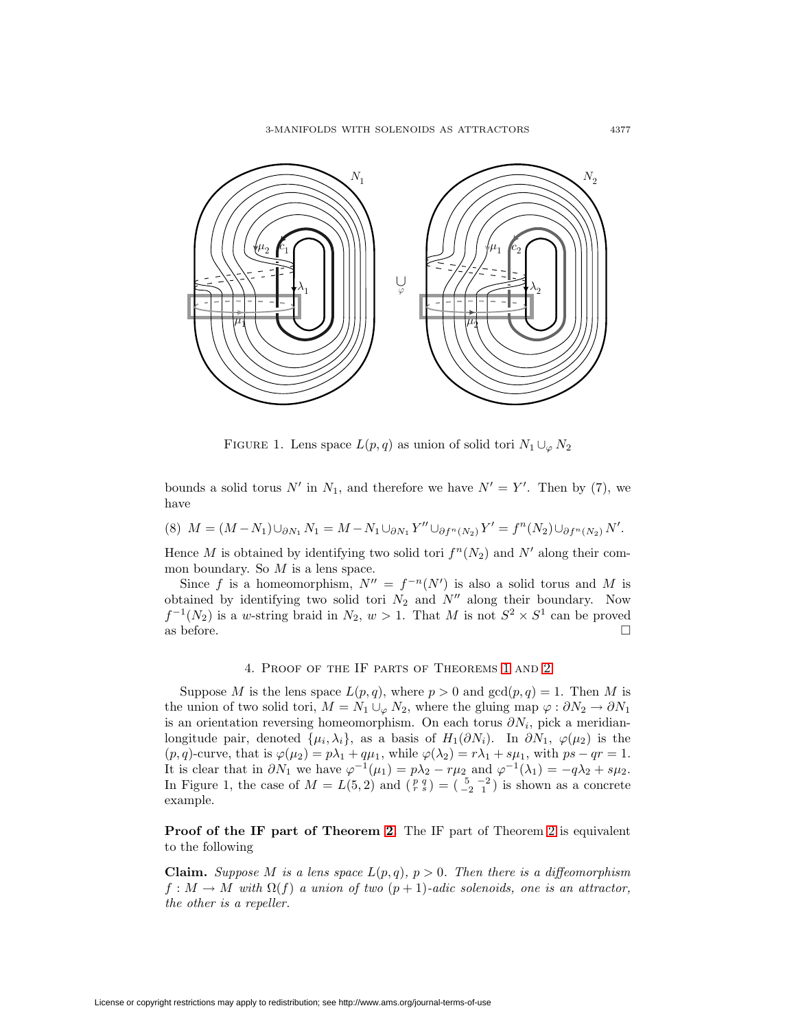FIGURE 1. Lens space $L(p,q)$ as union of solid tori $N_1 \cup_\varphi N_2$

bounds a solid torus $N'$ in $N_1$, and therefore we have $N' = Y'$. Then by (7), we have

$$(8)\ \ M = (M - N_1) \cup_{\partial N_1} N_1 = M - N_1 \cup_{\partial N_1} Y'' \cup_{\partial f^n(N_2)} Y' = f^n(N_2) \cup_{\partial f^n(N_2)} N'.$$

Hence $M$ is obtained by identifying two solid tori $f^n(N_2)$ and $N'$ along their common boundary. So $M$ is a lens space.

Since $f$ is a homeomorphism, $N'' = f^{-n}(N')$ is also a solid torus and $M$ is obtained by identifying two solid tori $N_2$ and $N''$ along their boundary. Now $f^{-1}(N_2)$ is a $w$-string braid in $N_2$, $w > 1$. That $M$ is not $S^2 \times S^1$ can be proved as before. $\square$

## 4. Proof of the IF parts of Theorems 1 and 2

Suppose $M$ is the lens space $L(p,q)$, where $p > 0$ and $\gcd(p,q) = 1$. Then $M$ is the union of two solid tori, $M = N_1 \cup_\varphi N_2$, where the gluing map $\varphi : \partial N_2 \to \partial N_1$ is an orientation reversing homeomorphism. On each torus $\partial N_i$, pick a meridian-longitude pair, denoted $\{\mu_i, \lambda_i\}$, as a basis of $H_1(\partial N_i)$. In $\partial N_1$, $\varphi(\mu_2)$ is the $(p,q)$-curve, that is $\varphi(\mu_2) = p\lambda_1 + q\mu_1$, while $\varphi(\lambda_2) = r\lambda_1 + s\mu_1$, with $ps - qr = 1$. It is clear that in $\partial N_1$ we have $\varphi^{-1}(\mu_1) = p\lambda_2 - r\mu_2$ and $\varphi^{-1}(\lambda_1) = -q\lambda_2 + s\mu_2$. In Figure 1, the case of $M = L(5,2)$ and $\begin{pmatrix} p & q \\ r & s \end{pmatrix} = \begin{pmatrix} 5 & -2 \\ -2 & 1 \end{pmatrix}$ is shown as a concrete example.

**Proof of the IF part of Theorem 2.** The IF part of Theorem 2 is equivalent to the following

**Claim.** *Suppose $M$ is a lens space $L(p,q)$, $p > 0$. Then there is a diffeomorphism $f : M \to M$ with $\Omega(f)$ a union of two $(p+1)$-adic solenoids, one is an attractor, the other is a repeller.*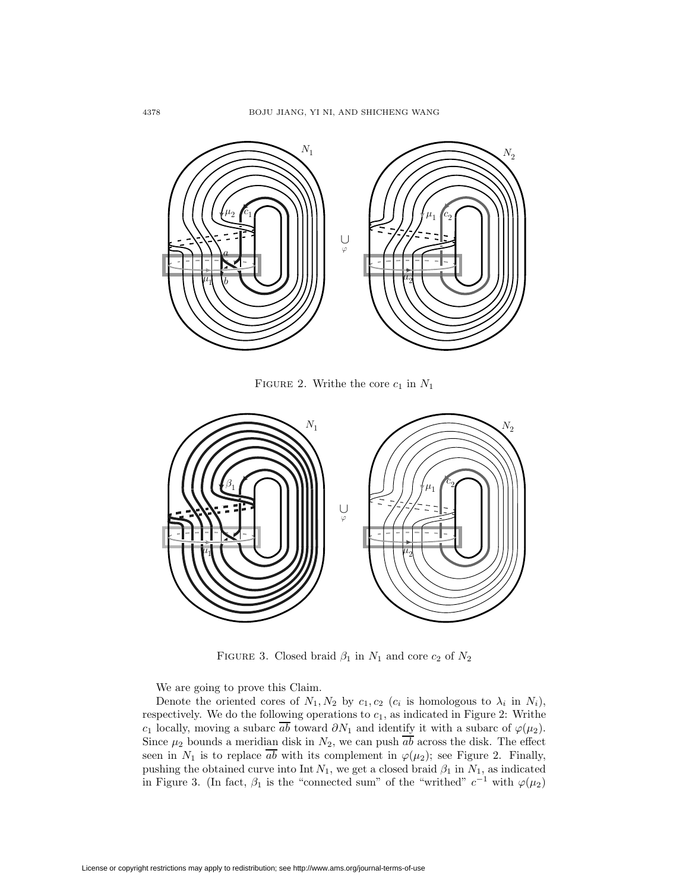FIGURE 2. Writhe the core $c_1$ in $N_1$

FIGURE 3. Closed braid $\beta_1$ in $N_1$ and core $c_2$ of $N_2$

We are going to prove this Claim.

Denote the oriented cores of $N_1, N_2$ by $c_1, c_2$ ($c_i$ is homologous to $\lambda_i$ in $N_i$), respectively. We do the following operations to $c_1$, as indicated in Figure 2: Writhe $c_1$ locally, moving a subarc $\overline{ab}$ toward $\partial N_1$ and identify it with a subarc of $\varphi(\mu_2)$. Since $\mu_2$ bounds a meridian disk in $N_2$, we can push $\overline{ab}$ across the disk. The effect seen in $N_1$ is to replace $\overline{ab}$ with its complement in $\varphi(\mu_2)$; see Figure 2. Finally, pushing the obtained curve into Int $N_1$, we get a closed braid $\beta_1$ in $N_1$, as indicated in Figure 3. (In fact, $\beta_1$ is the "connected sum" of the "writhed" $c^{-1}$ with $\varphi(\mu_2)$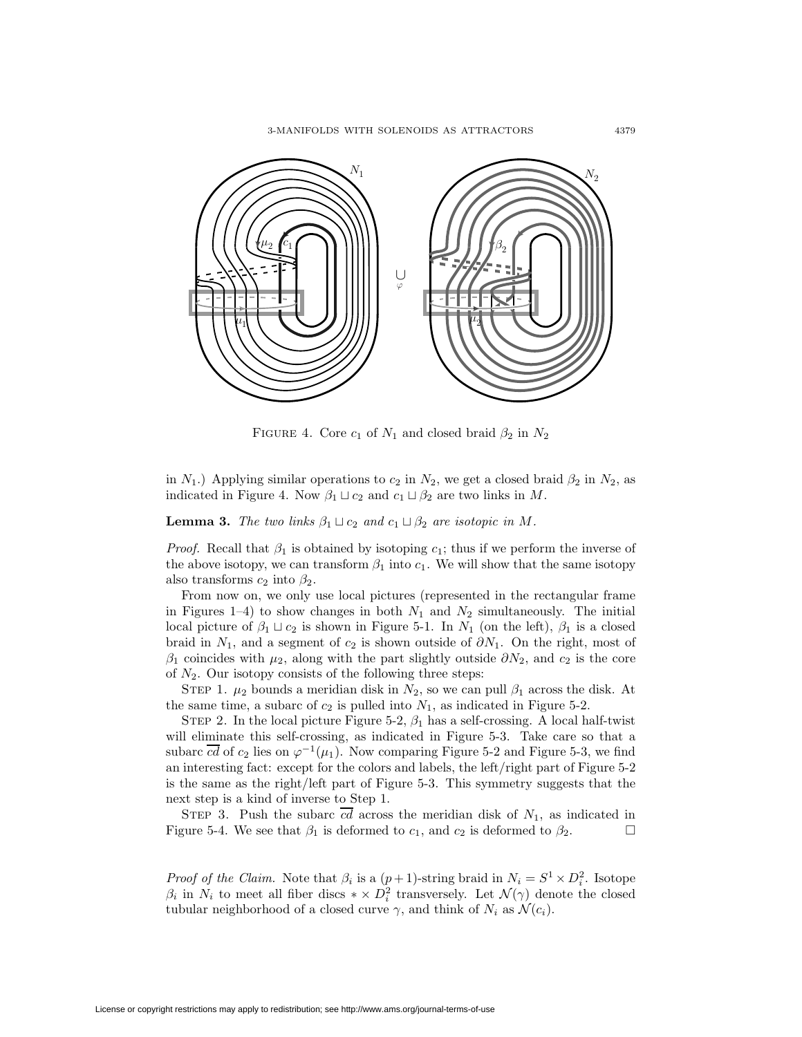FIGURE 4. Core $c_1$ of $N_1$ and closed braid $\beta_2$ in $N_2$

in $N_1$.) Applying similar operations to $c_2$ in $N_2$, we get a closed braid $\beta_2$ in $N_2$, as indicated in Figure 4. Now $\beta_1 \sqcup c_2$ and $c_1 \sqcup \beta_2$ are two links in $M$.

**Lemma 3.** *The two links $\beta_1 \sqcup c_2$ and $c_1 \sqcup \beta_2$ are isotopic in $M$.*

*Proof.* Recall that $\beta_1$ is obtained by isotoping $c_1$; thus if we perform the inverse of the above isotopy, we can transform $\beta_1$ into $c_1$. We will show that the same isotopy also transforms $c_2$ into $\beta_2$.

From now on, we only use local pictures (represented in the rectangular frame in Figures 1–4) to show changes in both $N_1$ and $N_2$ simultaneously. The initial local picture of $\beta_1 \sqcup c_2$ is shown in Figure 5-1. In $N_1$ (on the left), $\beta_1$ is a closed braid in $N_1$, and a segment of $c_2$ is shown outside of $\partial N_1$. On the right, most of $\beta_1$ coincides with $\mu_2$, along with the part slightly outside $\partial N_2$, and $c_2$ is the core of $N_2$. Our isotopy consists of the following three steps:

STEP 1. $\mu_2$ bounds a meridian disk in $N_2$, so we can pull $\beta_1$ across the disk. At the same time, a subarc of $c_2$ is pulled into $N_1$, as indicated in Figure 5-2.

STEP 2. In the local picture Figure 5-2, $\beta_1$ has a self-crossing. A local half-twist will eliminate this self-crossing, as indicated in Figure 5-3. Take care so that a subarc $\overline{cd}$ of $c_2$ lies on $\varphi^{-1}(\mu_1)$. Now comparing Figure 5-2 and Figure 5-3, we find an interesting fact: except for the colors and labels, the left/right part of Figure 5-2 is the same as the right/left part of Figure 5-3. This symmetry suggests that the next step is a kind of inverse to Step 1.

STEP 3. Push the subarc $\overline{cd}$ across the meridian disk of $N_1$, as indicated in Figure 5-4. We see that $\beta_1$ is deformed to $c_1$, and $c_2$ is deformed to $\beta_2$. $\square$

*Proof of the Claim.* Note that $\beta_i$ is a $(p+1)$-string braid in $N_i = S^1 \times D_i^2$. Isotope $\beta_i$ in $N_i$ to meet all fiber discs $* \times D_i^2$ transversely. Let $\mathcal{N}(\gamma)$ denote the closed tubular neighborhood of a closed curve $\gamma$, and think of $N_i$ as $\mathcal{N}(c_i)$.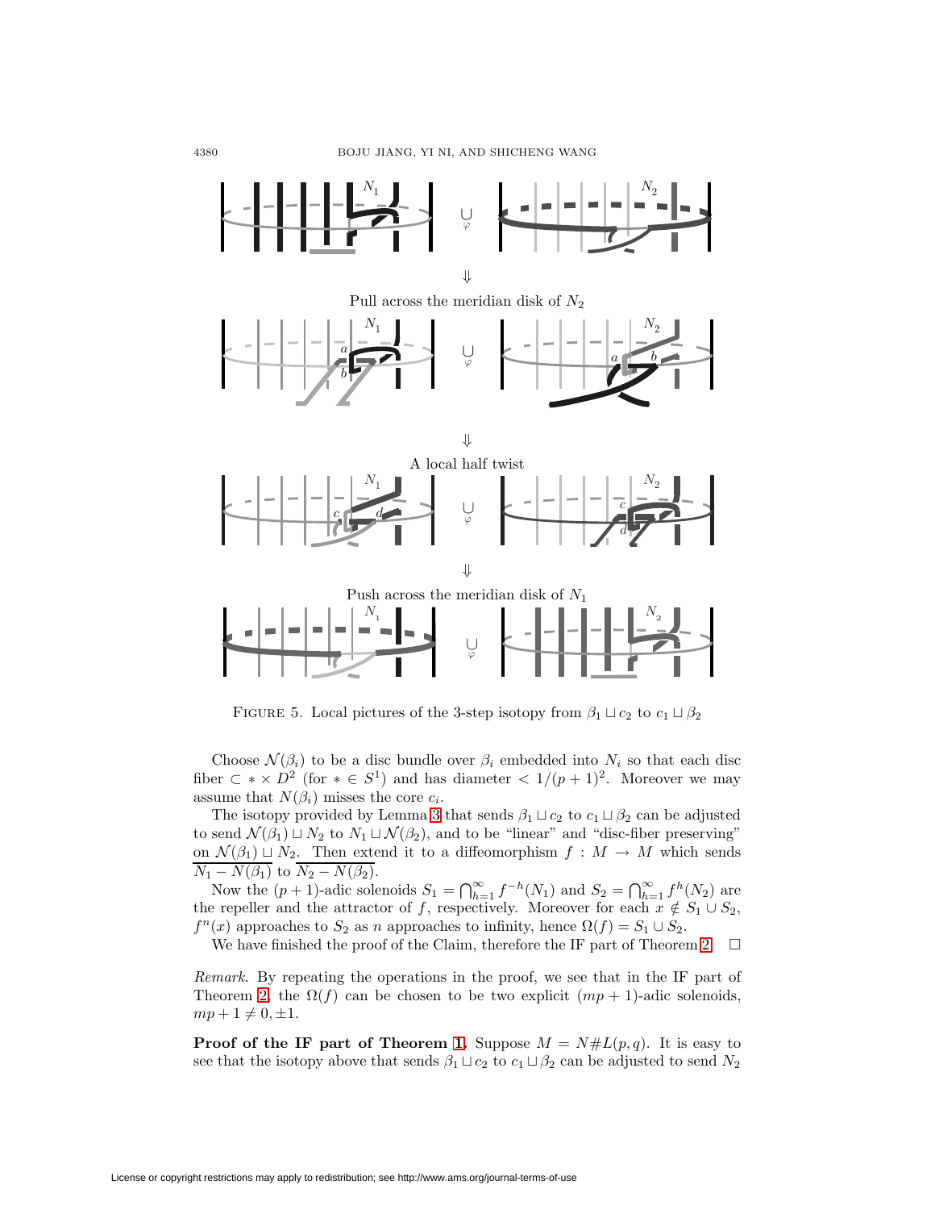FIGURE 5. Local pictures of the 3-step isotopy from $\beta_1 \sqcup c_2$ to $c_1 \sqcup \beta_2$

Choose $\mathcal{N}(\beta_i)$ to be a disc bundle over $\beta_i$ embedded into $N_i$ so that each disc fiber $\subset * \times D^2$ (for $* \in S^1$) and has diameter $< 1/(p+1)^2$. Moreover we may assume that $N(\beta_i)$ misses the core $c_i$.

The isotopy provided by Lemma 3 that sends $\beta_1 \sqcup c_2$ to $c_1 \sqcup \beta_2$ can be adjusted to send $\mathcal{N}(\beta_1) \sqcup N_2$ to $N_1 \sqcup \mathcal{N}(\beta_2)$, and to be "linear" and "disc-fiber preserving" on $\mathcal{N}(\beta_1) \sqcup N_2$. Then extend it to a diffeomorphism $f : M \to M$ which sends $\overline{N_1 - N(\beta_1)}$ to $\overline{N_2 - N(\beta_2)}$.

Now the $(p+1)$-adic solenoids $S_1 = \bigcap_{h=1}^{\infty} f^{-h}(N_1)$ and $S_2 = \bigcap_{h=1}^{\infty} f^{h}(N_2)$ are the repeller and the attractor of $f$, respectively. Moreover for each $x \notin S_1 \cup S_2$, $f^n(x)$ approaches to $S_2$ as $n$ approaches to infinity, hence $\Omega(f) = S_1 \cup S_2$.

We have finished the proof of the Claim, therefore the IF part of Theorem 2. $\square$

*Remark.* By repeating the operations in the proof, we see that in the IF part of Theorem 2, the $\Omega(f)$ can be chosen to be two explicit $(mp+1)$-adic solenoids, $mp+1 \neq 0, \pm 1$.

**Proof of the IF part of Theorem 1.** Suppose $M = N \# L(p,q)$. It is easy to see that the isotopy above that sends $\beta_1 \sqcup c_2$ to $c_1 \sqcup \beta_2$ can be adjusted to send $N_2$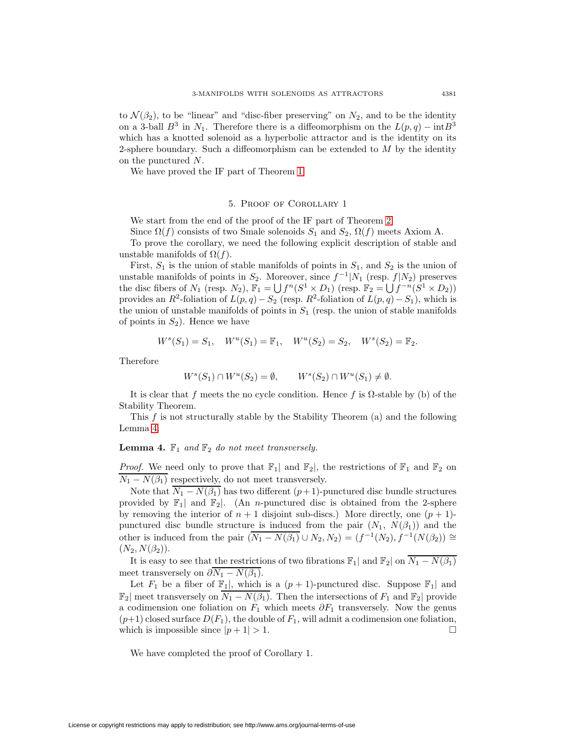to $\mathcal{N}(\beta_2)$, to be "linear" and "disc-fiber preserving" on $N_2$, and to be the identity on a 3-ball $B^3$ in $N_1$. Therefore there is a diffeomorphism on the $L(p,q) - \mathrm{int}B^3$ which has a knotted solenoid as a hyperbolic attractor and is the identity on its 2-sphere boundary. Such a diffeomorphism can be extended to $M$ by the identity on the punctured $N$.

We have proved the IF part of Theorem 1.

## 5. Proof of Corollary 1

We start from the end of the proof of the IF part of Theorem 2.

Since $\Omega(f)$ consists of two Smale solenoids $S_1$ and $S_2$, $\Omega(f)$ meets Axiom A.

To prove the corollary, we need the following explicit description of stable and unstable manifolds of $\Omega(f)$.

First, $S_1$ is the union of stable manifolds of points in $S_1$, and $S_2$ is the union of unstable manifolds of points in $S_2$. Moreover, since $f^{-1}|N_1$ (resp. $f|N_2$) preserves the disc fibers of $N_1$ (resp. $N_2$), $\mathbb{F}_1 = \bigcup f^n(S^1 \times D_1)$ (resp. $\mathbb{F}_2 = \bigcup f^{-n}(S^1 \times D_2)$) provides an $R^2$-foliation of $L(p,q) - S_2$ (resp. $R^2$-foliation of $L(p,q) - S_1$), which is the union of unstable manifolds of points in $S_1$ (resp. the union of stable manifolds of points in $S_2$). Hence we have

$$W^s(S_1) = S_1, \quad W^u(S_1) = \mathbb{F}_1, \quad W^u(S_2) = S_2, \quad W^s(S_2) = \mathbb{F}_2.$$

Therefore

$$W^s(S_1) \cap W^u(S_2) = \emptyset, \qquad W^s(S_2) \cap W^u(S_1) \neq \emptyset.$$

It is clear that $f$ meets the no cycle condition. Hence $f$ is $\Omega$-stable by (b) of the Stability Theorem.

This $f$ is not structurally stable by the Stability Theorem (a) and the following Lemma 4.

**Lemma 4.** *$\mathbb{F}_1$ and $\mathbb{F}_2$ do not meet transversely.*

*Proof.* We need only to prove that $\mathbb{F}_1|$ and $\mathbb{F}_2|$, the restrictions of $\mathbb{F}_1$ and $\mathbb{F}_2$ on $\overline{N_1 - N(\beta_1)}$ respectively, do not meet transversely.

Note that $\overline{N_1 - N(\beta_1)}$ has two different $(p+1)$-punctured disc bundle structures provided by $\mathbb{F}_1|$ and $\mathbb{F}_2|$. (An $n$-punctured disc is obtained from the 2-sphere by removing the interior of $n+1$ disjoint sub-discs.) More directly, one $(p+1)$-punctured disc bundle structure is induced from the pair $(N_1,\ N(\beta_1))$ and the other is induced from the pair $(\overline{N_1 - N(\beta_1)} \cup N_2, N_2) = (f^{-1}(N_2), f^{-1}(N(\beta_2)) \cong (N_2, N(\beta_2))$.

It is easy to see that the restrictions of two fibrations $\mathbb{F}_1|$ and $\mathbb{F}_2|$ on $\overline{N_1 - N(\beta_1)}$ meet transversely on $\partial\overline{N_1 - N(\beta_1)}$.

Let $F_1$ be a fiber of $\mathbb{F}_1|$, which is a $(p+1)$-punctured disc. Suppose $\mathbb{F}_1|$ and $\mathbb{F}_2|$ meet transversely on $\overline{N_1 - N(\beta_1)}$. Then the intersections of $F_1$ and $\mathbb{F}_2|$ provide a codimension one foliation on $F_1$ which meets $\partial F_1$ transversely. Now the genus $(p+1)$ closed surface $D(F_1)$, the double of $F_1$, will admit a codimension one foliation, which is impossible since $|p+1| > 1$. □

We have completed the proof of Corollary 1.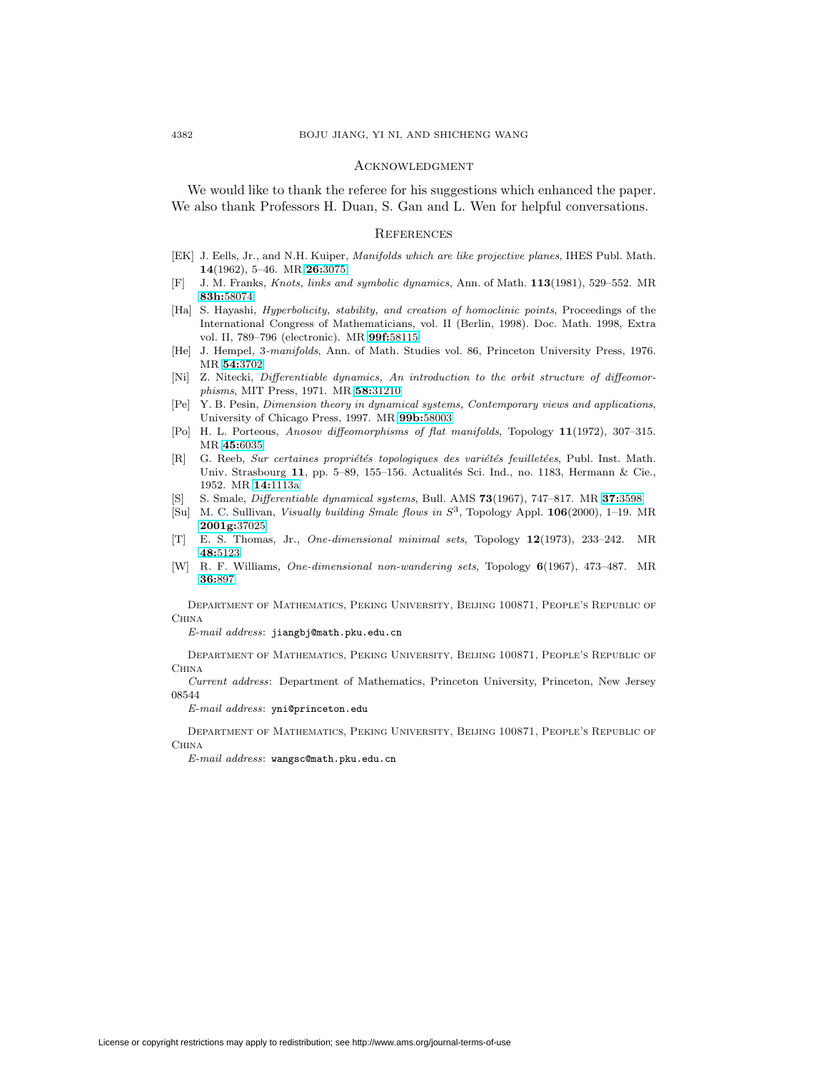## Acknowledgment

We would like to thank the referee for his suggestions which enhanced the paper. We also thank Professors H. Duan, S. Gan and L. Wen for helpful conversations.

## References

- [EK] J. Eells, Jr., and N.H. Kuiper, *Manifolds which are like projective planes*, IHES Publ. Math. **14**(1962), 5–46. MR **26:**3075
- [F] J. M. Franks, *Knots, links and symbolic dynamics*, Ann. of Math. **113**(1981), 529–552. MR **83h:**58074
- [Ha] S. Hayashi, *Hyperbolicity, stability, and creation of homoclinic points*, Proceedings of the International Congress of Mathematicians, vol. II (Berlin, 1998). Doc. Math. 1998, Extra vol. II, 789–796 (electronic). MR **99f:**58115
- [He] J. Hempel, *3-manifolds*, Ann. of Math. Studies vol. 86, Princeton University Press, 1976. MR **54:**3702
- [Ni] Z. Nitecki, *Differentiable dynamics, An introduction to the orbit structure of diffeomorphisms*, MIT Press, 1971. MR **58:**31210
- [Pe] Y. B. Pesin, *Dimension theory in dynamical systems, Contemporary views and applications*, University of Chicago Press, 1997. MR **99b:**58003
- [Po] H. L. Porteous, *Anosov diffeomorphisms of flat manifolds*, Topology **11**(1972), 307–315. MR **45:**6035
- [R] G. Reeb, *Sur certaines propriétés topologiques des variétés feuilletées*, Publ. Inst. Math. Univ. Strasbourg **11**, pp. 5–89, 155–156. Actualités Sci. Ind., no. 1183, Hermann & Cie., 1952. MR **14:**1113a
- [S] S. Smale, *Differentiable dynamical systems*, Bull. AMS **73**(1967), 747–817. MR **37:**3598
- [Su] M. C. Sullivan, *Visually building Smale flows in $S^3$*, Topology Appl. **106**(2000), 1–19. MR **2001g:**37025
- [T] E. S. Thomas, Jr., *One-dimensional minimal sets*, Topology **12**(1973), 233–242. MR **48:**5123
- [W] R. F. Williams, *One-dimensional non-wandering sets*, Topology **6**(1967), 473–487. MR **36:**897

Department of Mathematics, Peking University, Beijing 100871, People's Republic of China

*E-mail address*: jiangbj@math.pku.edu.cn

Department of Mathematics, Peking University, Beijing 100871, People's Republic of China

*Current address*: Department of Mathematics, Princeton University, Princeton, New Jersey 08544

*E-mail address*: yni@princeton.edu

Department of Mathematics, Peking University, Beijing 100871, People's Republic of China

*E-mail address*: wangsc@math.pku.edu.cn